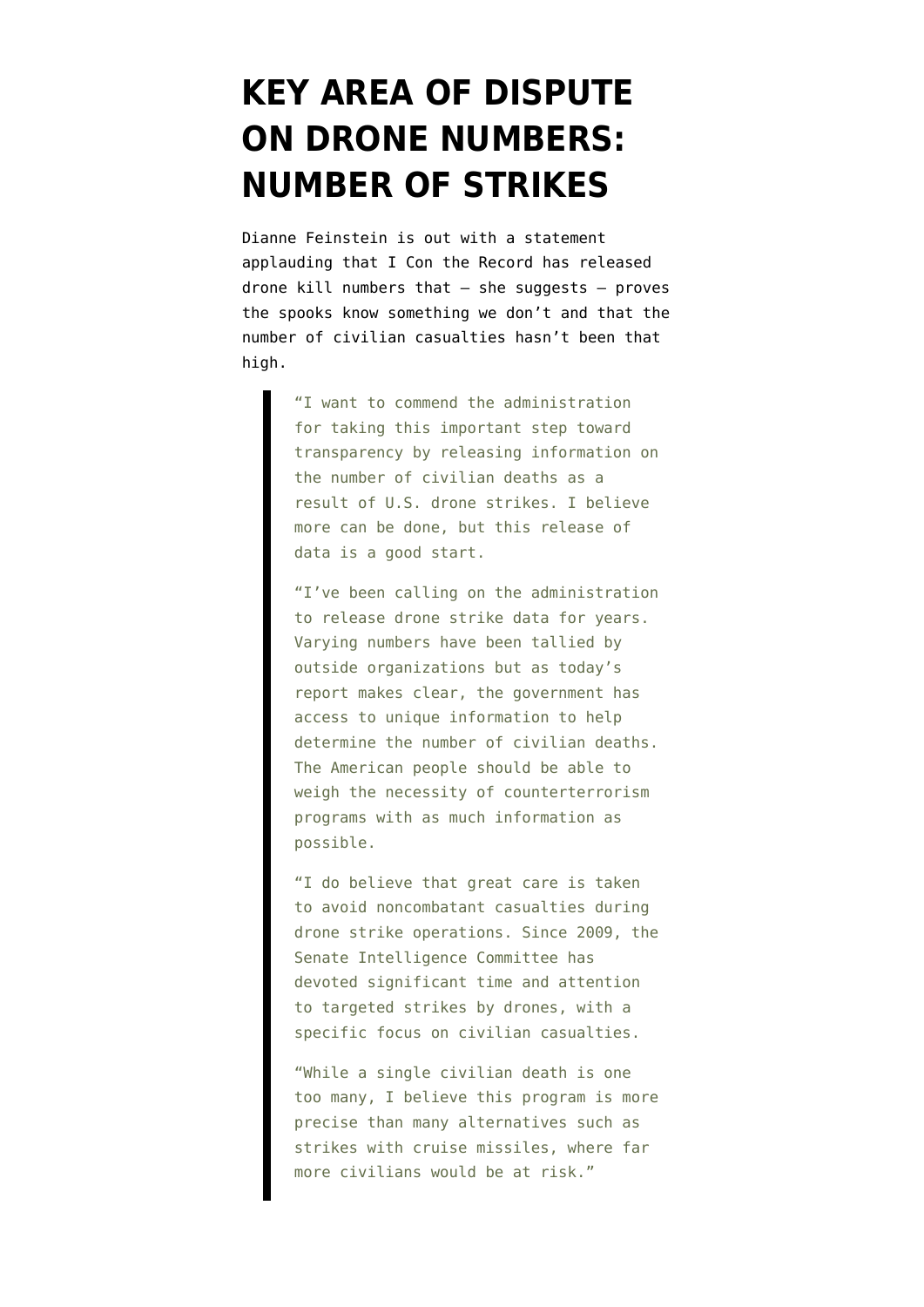# KEY AREA OF DISPUTE ON DRONE NUMBERS: NUMBER OF STRIKES

Dianne Feinstein is out with a statement applauding that I Con the Record has released drone kill numbers that — she suggests — proves the spooks know something we don't and that the number of civilian casualties hasn't been that high.

> "I want to commend the administration for taking this important step toward transparency by releasing information on the number of civilian deaths as a result of U.S. drone strikes. I believe more can be done, but this release of data is a good start.
>
> "I've been calling on the administration to release drone strike data for years. Varying numbers have been tallied by outside organizations but as today's report makes clear, the government has access to unique information to help determine the number of civilian deaths. The American people should be able to weigh the necessity of counterterrorism programs with as much information as possible.
>
> "I do believe that great care is taken to avoid noncombatant casualties during drone strike operations. Since 2009, the Senate Intelligence Committee has devoted significant time and attention to targeted strikes by drones, with a specific focus on civilian casualties.
>
> "While a single civilian death is one too many, I believe this program is more precise than many alternatives such as strikes with cruise missiles, where far more civilians would be at risk."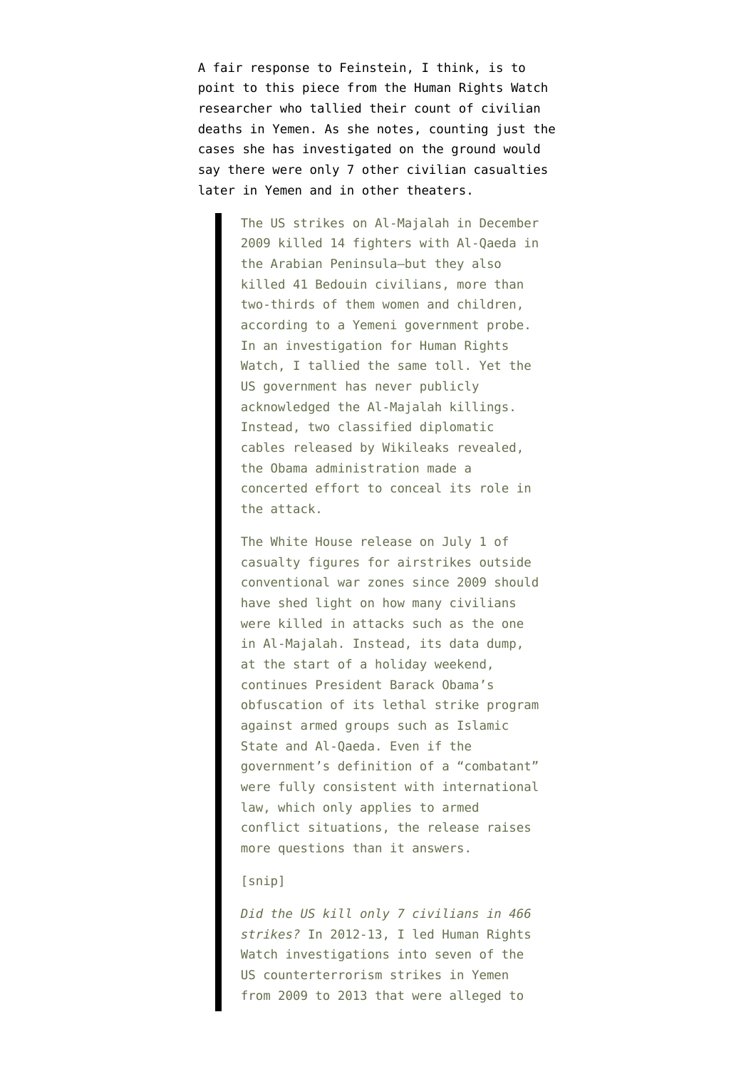A fair response to Feinstein, I think, is to point to this piece from the Human Rights Watch researcher who tallied their count of civilian deaths in Yemen. As she notes, counting just the cases she has investigated on the ground would say there were only 7 other civilian casualties later in Yemen and in other theaters.

> The US strikes on Al-Majalah in December 2009 killed 14 fighters with Al-Qaeda in the Arabian Peninsula—but they also killed 41 Bedouin civilians, more than two-thirds of them women and children, according to a Yemeni government probe. In an investigation for Human Rights Watch, I tallied the same toll. Yet the US government has never publicly acknowledged the Al-Majalah killings. Instead, two classified diplomatic cables released by Wikileaks revealed, the Obama administration made a concerted effort to conceal its role in the attack.
>
> The White House release on July 1 of casualty figures for airstrikes outside conventional war zones since 2009 should have shed light on how many civilians were killed in attacks such as the one in Al-Majalah. Instead, its data dump, at the start of a holiday weekend, continues President Barack Obama's obfuscation of its lethal strike program against armed groups such as Islamic State and Al-Qaeda. Even if the government's definition of a "combatant" were fully consistent with international law, which only applies to armed conflict situations, the release raises more questions than it answers.
>
> [snip]
>
> *Did the US kill only 7 civilians in 466 strikes?* In 2012-13, I led Human Rights Watch investigations into seven of the US counterterrorism strikes in Yemen from 2009 to 2013 that were alleged to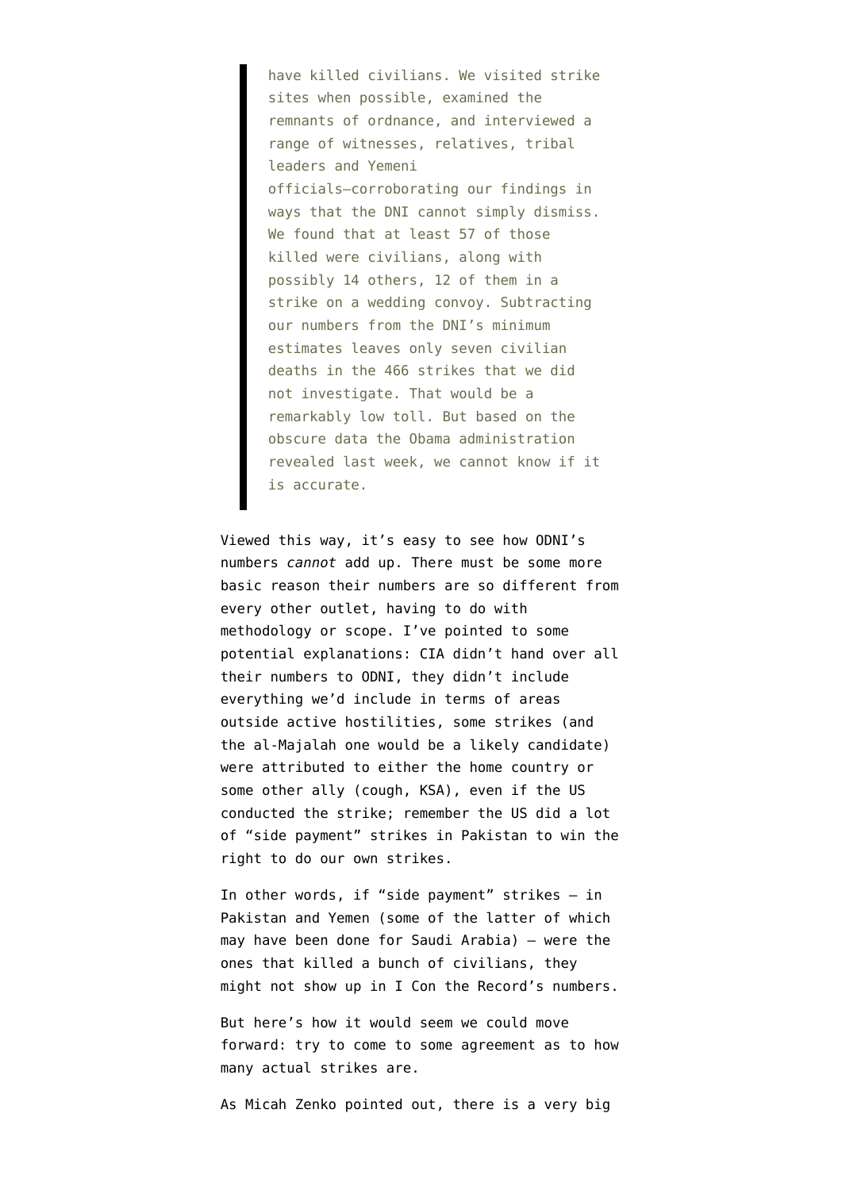> have killed civilians. We visited strike sites when possible, examined the remnants of ordnance, and interviewed a range of witnesses, relatives, tribal leaders and Yemeni officials—corroborating our findings in ways that the DNI cannot simply dismiss. We found that at least 57 of those killed were civilians, along with possibly 14 others, 12 of them in a strike on a wedding convoy. Subtracting our numbers from the DNI's minimum estimates leaves only seven civilian deaths in the 466 strikes that we did not investigate. That would be a remarkably low toll. But based on the obscure data the Obama administration revealed last week, we cannot know if it is accurate.

Viewed this way, it's easy to see how ODNI's numbers *cannot* add up. There must be some more basic reason their numbers are so different from every other outlet, having to do with methodology or scope. I've pointed to some potential explanations: CIA didn't hand over all their numbers to ODNI, they didn't include everything we'd include in terms of areas outside active hostilities, some strikes (and the al-Majalah one would be a likely candidate) were attributed to either the home country or some other ally (cough, KSA), even if the US conducted the strike; remember the US did a lot of "side payment" strikes in Pakistan to win the right to do our own strikes.

In other words, if "side payment" strikes — in Pakistan and Yemen (some of the latter of which may have been done for Saudi Arabia) — were the ones that killed a bunch of civilians, they might not show up in I Con the Record's numbers.

But here's how it would seem we could move forward: try to come to some agreement as to how many actual strikes are.

As Micah Zenko pointed out, there is a very big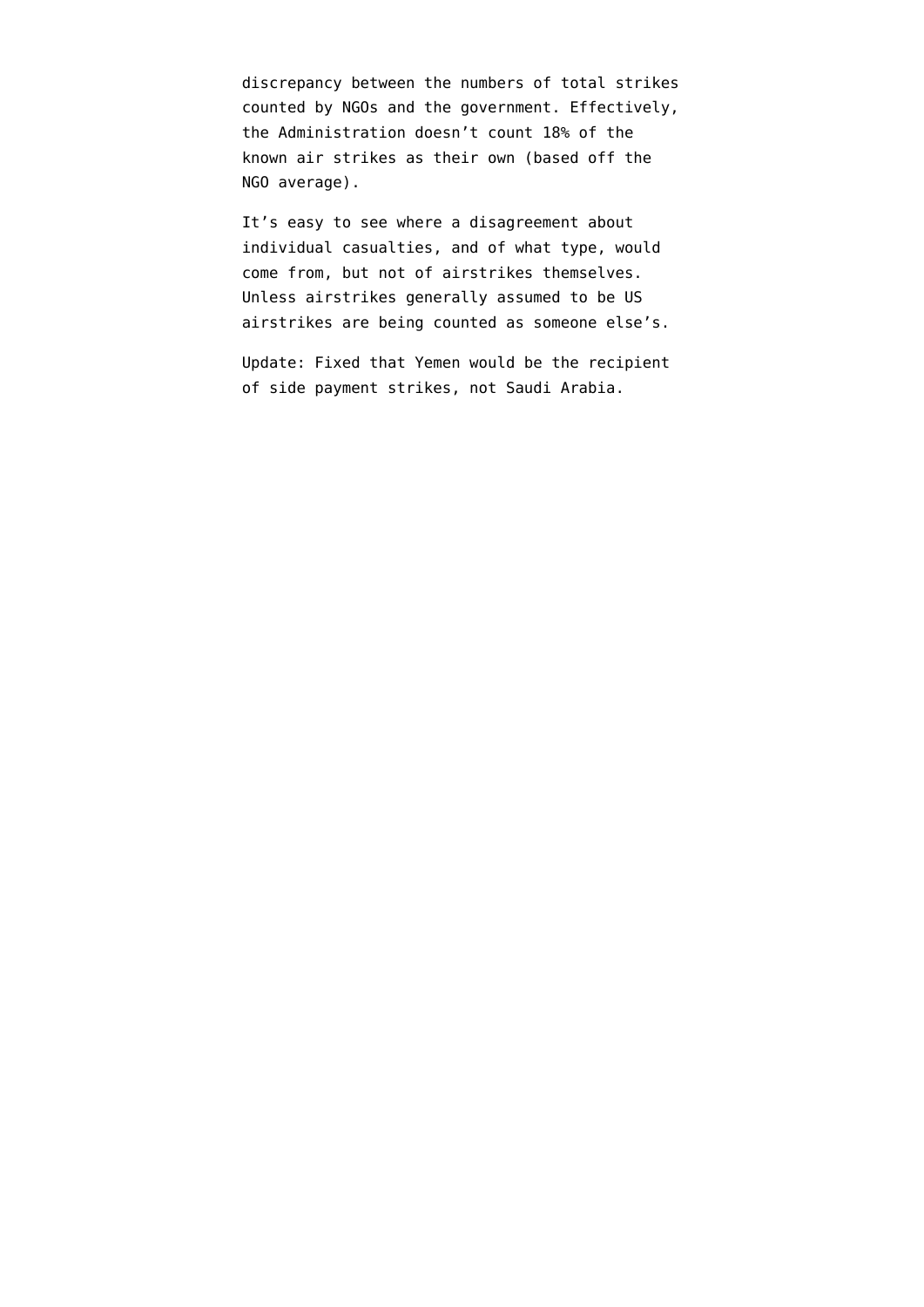discrepancy between the numbers of total strikes counted by NGOs and the government. Effectively, the Administration doesn't count 18% of the known air strikes as their own (based off the NGO average).

It's easy to see where a disagreement about individual casualties, and of what type, would come from, but not of airstrikes themselves. Unless airstrikes generally assumed to be US airstrikes are being counted as someone else's.

Update: Fixed that Yemen would be the recipient of side payment strikes, not Saudi Arabia.